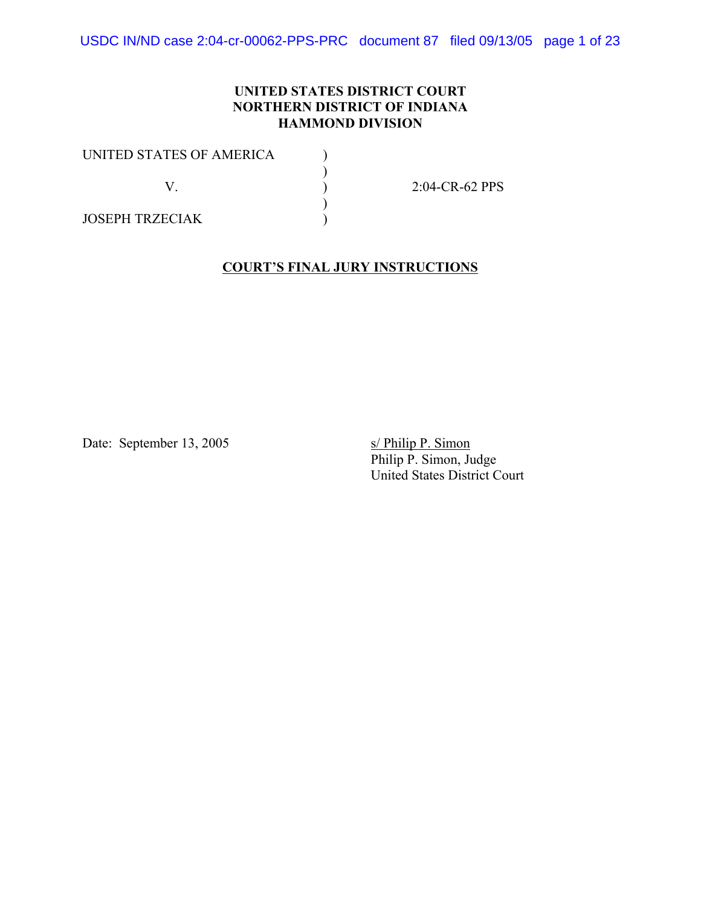**UNITED STATES DISTRICT COURT**
**NORTHERN DISTRICT OF INDIANA**
**HAMMOND DIVISION**

| | | |
|---|---|---|
| UNITED STATES OF AMERICA | ) | |
| | ) | |
| V. | ) | 2:04-CR-62 PPS |
| | ) | |
| JOSEPH TRZECIAK | ) | |

**COURT'S FINAL JURY INSTRUCTIONS**

Date: September 13, 2005

s/ Philip P. Simon
Philip P. Simon, Judge
United States District Court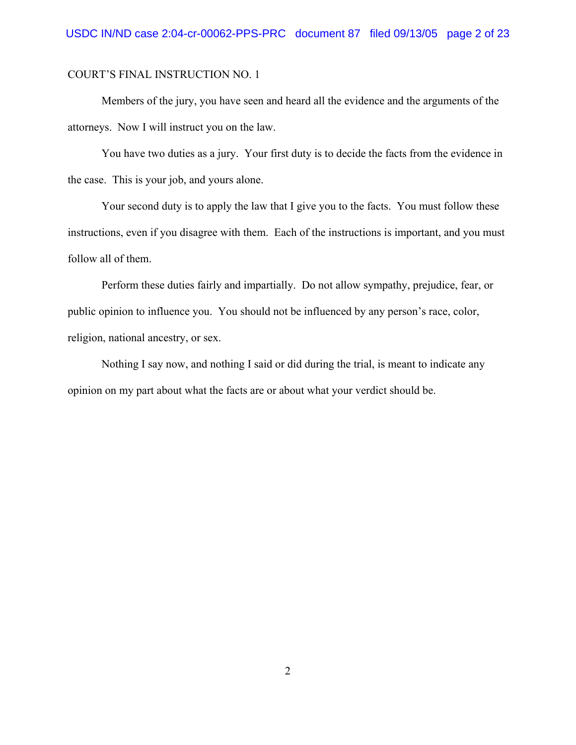COURT'S FINAL INSTRUCTION NO. 1

Members of the jury, you have seen and heard all the evidence and the arguments of the attorneys. Now I will instruct you on the law.

You have two duties as a jury. Your first duty is to decide the facts from the evidence in the case. This is your job, and yours alone.

Your second duty is to apply the law that I give you to the facts. You must follow these instructions, even if you disagree with them. Each of the instructions is important, and you must follow all of them.

Perform these duties fairly and impartially. Do not allow sympathy, prejudice, fear, or public opinion to influence you. You should not be influenced by any person's race, color, religion, national ancestry, or sex.

Nothing I say now, and nothing I said or did during the trial, is meant to indicate any opinion on my part about what the facts are or about what your verdict should be.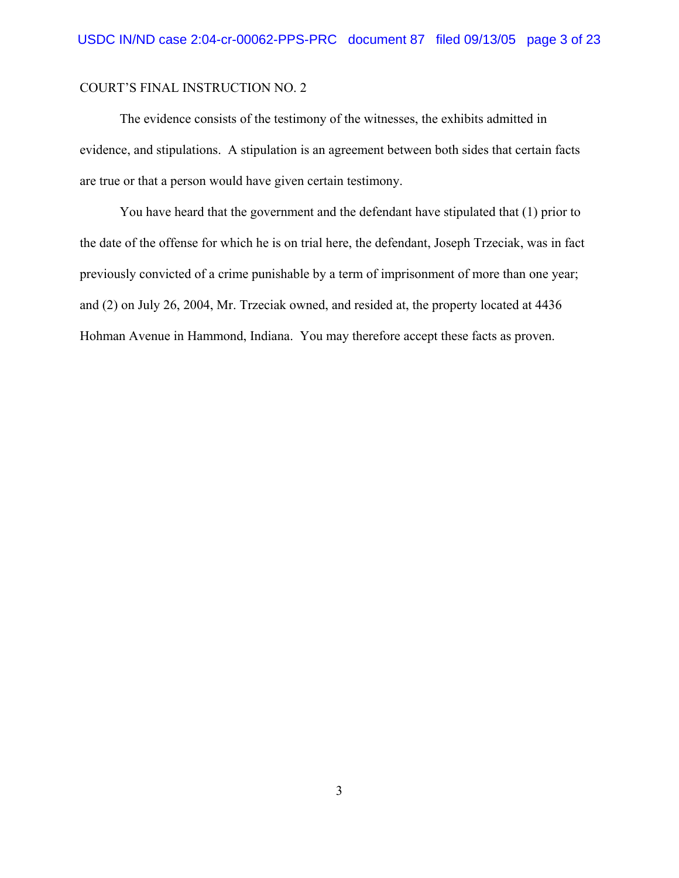COURT'S FINAL INSTRUCTION NO. 2

The evidence consists of the testimony of the witnesses, the exhibits admitted in evidence, and stipulations. A stipulation is an agreement between both sides that certain facts are true or that a person would have given certain testimony.

You have heard that the government and the defendant have stipulated that (1) prior to the date of the offense for which he is on trial here, the defendant, Joseph Trzeciak, was in fact previously convicted of a crime punishable by a term of imprisonment of more than one year; and (2) on July 26, 2004, Mr. Trzeciak owned, and resided at, the property located at 4436 Hohman Avenue in Hammond, Indiana. You may therefore accept these facts as proven.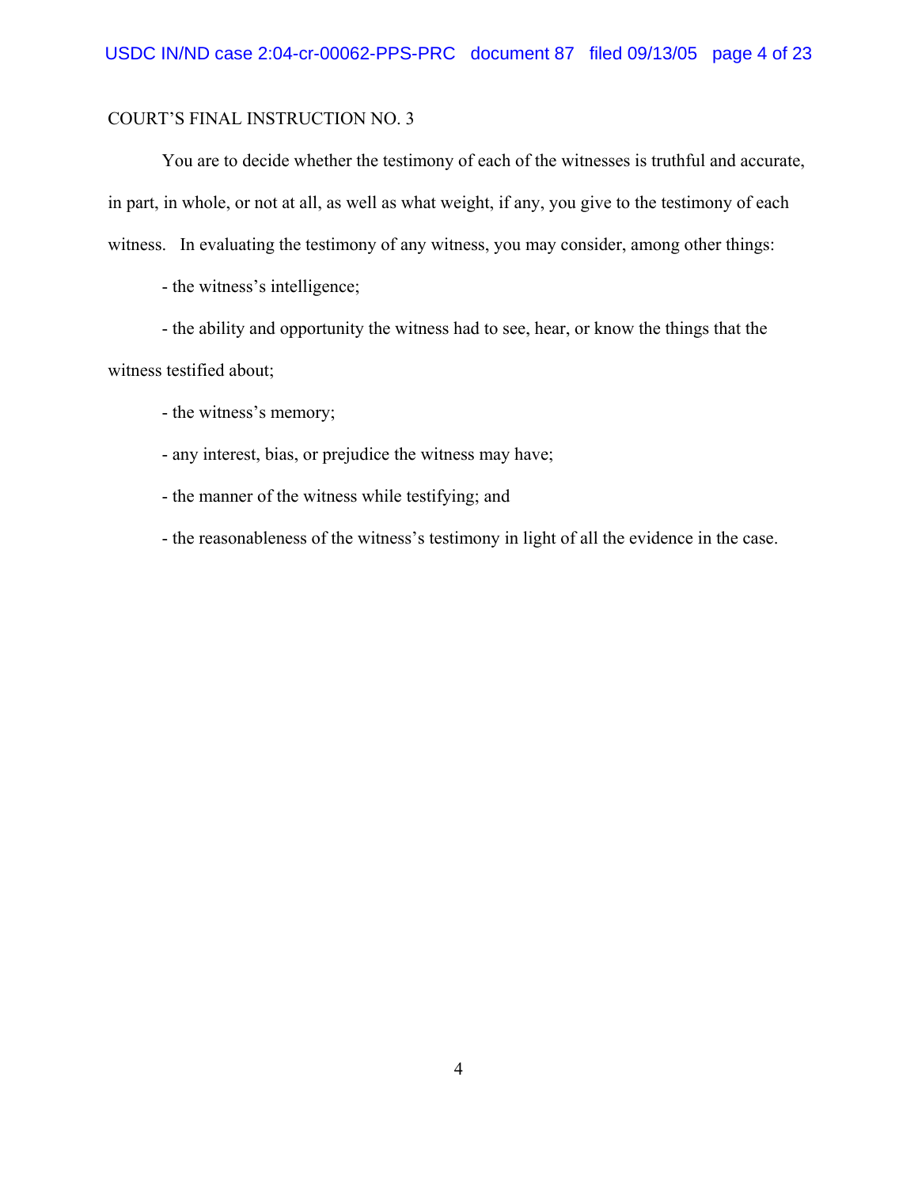COURT'S FINAL INSTRUCTION NO. 3

You are to decide whether the testimony of each of the witnesses is truthful and accurate, in part, in whole, or not at all, as well as what weight, if any, you give to the testimony of each witness. In evaluating the testimony of any witness, you may consider, among other things:

- the witness's intelligence;
- the ability and opportunity the witness had to see, hear, or know the things that the witness testified about;
- the witness's memory;
- any interest, bias, or prejudice the witness may have;
- the manner of the witness while testifying; and
- the reasonableness of the witness's testimony in light of all the evidence in the case.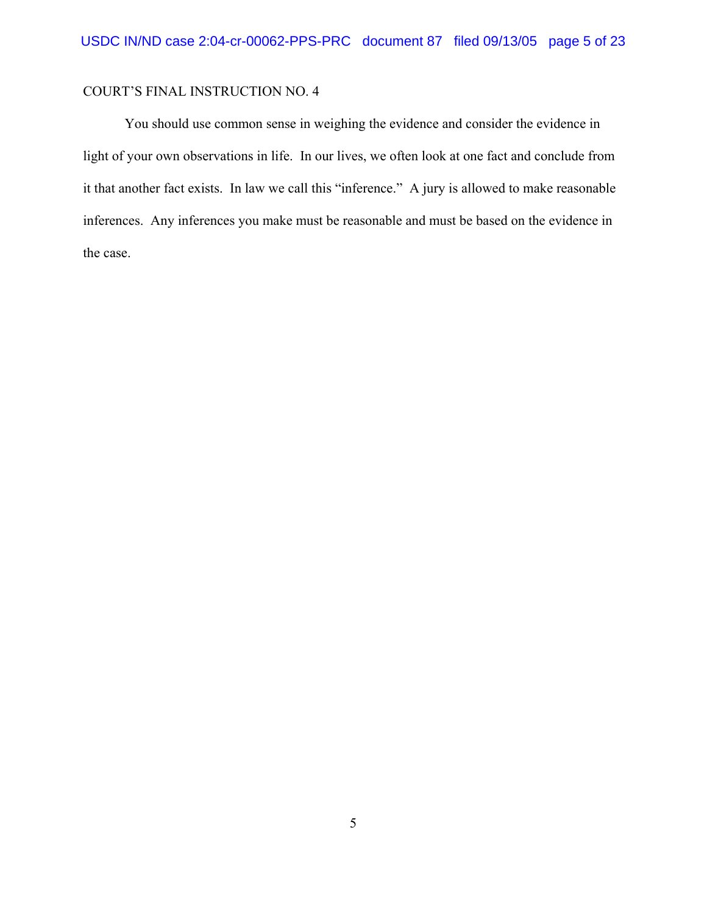COURT'S FINAL INSTRUCTION NO. 4

You should use common sense in weighing the evidence and consider the evidence in light of your own observations in life. In our lives, we often look at one fact and conclude from it that another fact exists. In law we call this "inference." A jury is allowed to make reasonable inferences. Any inferences you make must be reasonable and must be based on the evidence in the case.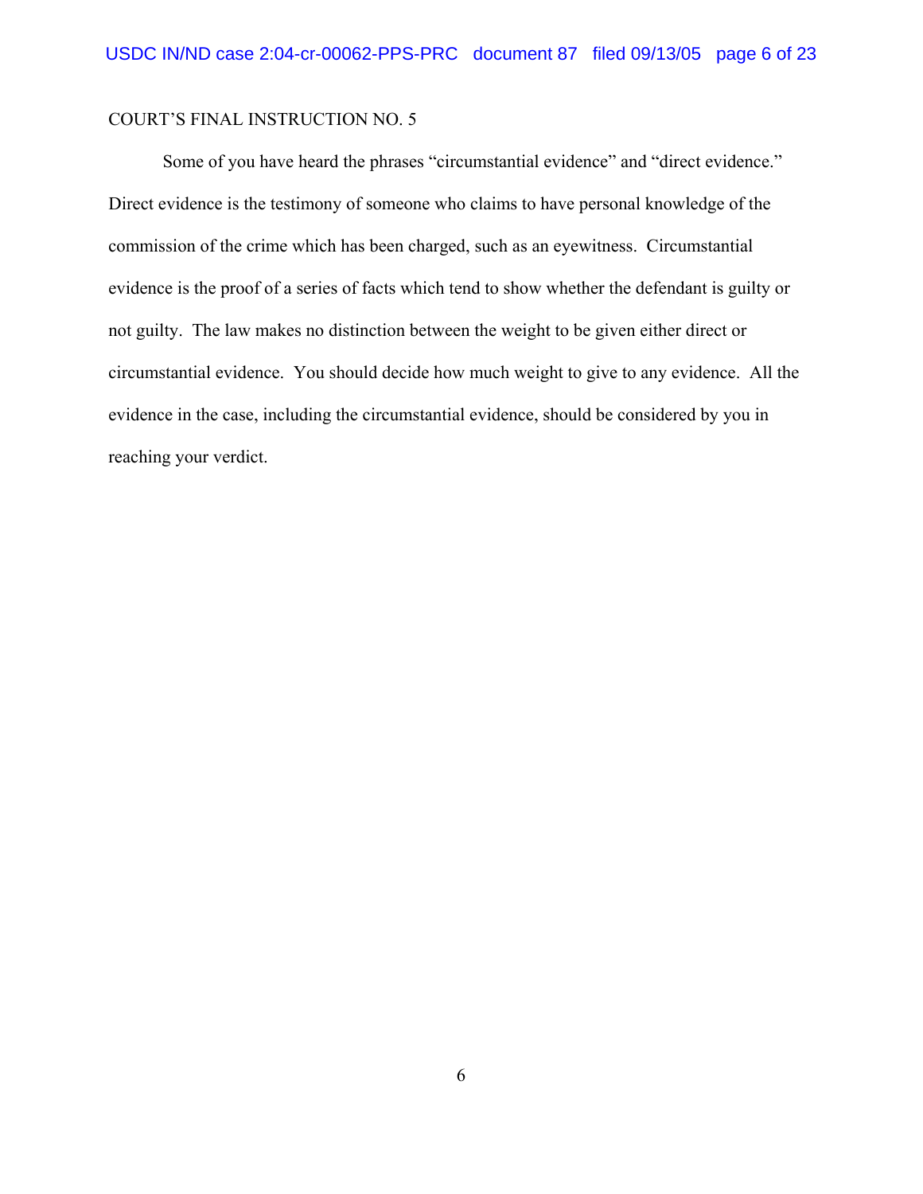COURT'S FINAL INSTRUCTION NO. 5

Some of you have heard the phrases "circumstantial evidence" and "direct evidence." Direct evidence is the testimony of someone who claims to have personal knowledge of the commission of the crime which has been charged, such as an eyewitness. Circumstantial evidence is the proof of a series of facts which tend to show whether the defendant is guilty or not guilty. The law makes no distinction between the weight to be given either direct or circumstantial evidence. You should decide how much weight to give to any evidence. All the evidence in the case, including the circumstantial evidence, should be considered by you in reaching your verdict.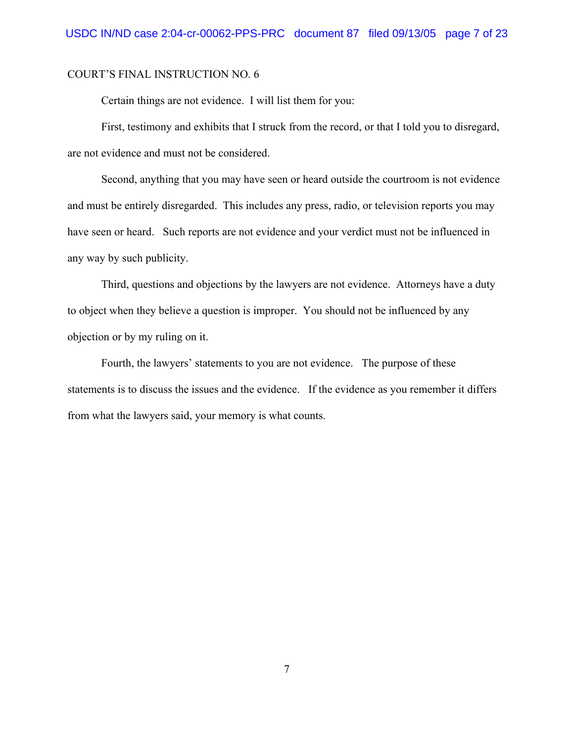COURT'S FINAL INSTRUCTION NO. 6

Certain things are not evidence. I will list them for you:

First, testimony and exhibits that I struck from the record, or that I told you to disregard, are not evidence and must not be considered.

Second, anything that you may have seen or heard outside the courtroom is not evidence and must be entirely disregarded. This includes any press, radio, or television reports you may have seen or heard. Such reports are not evidence and your verdict must not be influenced in any way by such publicity.

Third, questions and objections by the lawyers are not evidence. Attorneys have a duty to object when they believe a question is improper. You should not be influenced by any objection or by my ruling on it.

Fourth, the lawyers' statements to you are not evidence. The purpose of these statements is to discuss the issues and the evidence. If the evidence as you remember it differs from what the lawyers said, your memory is what counts.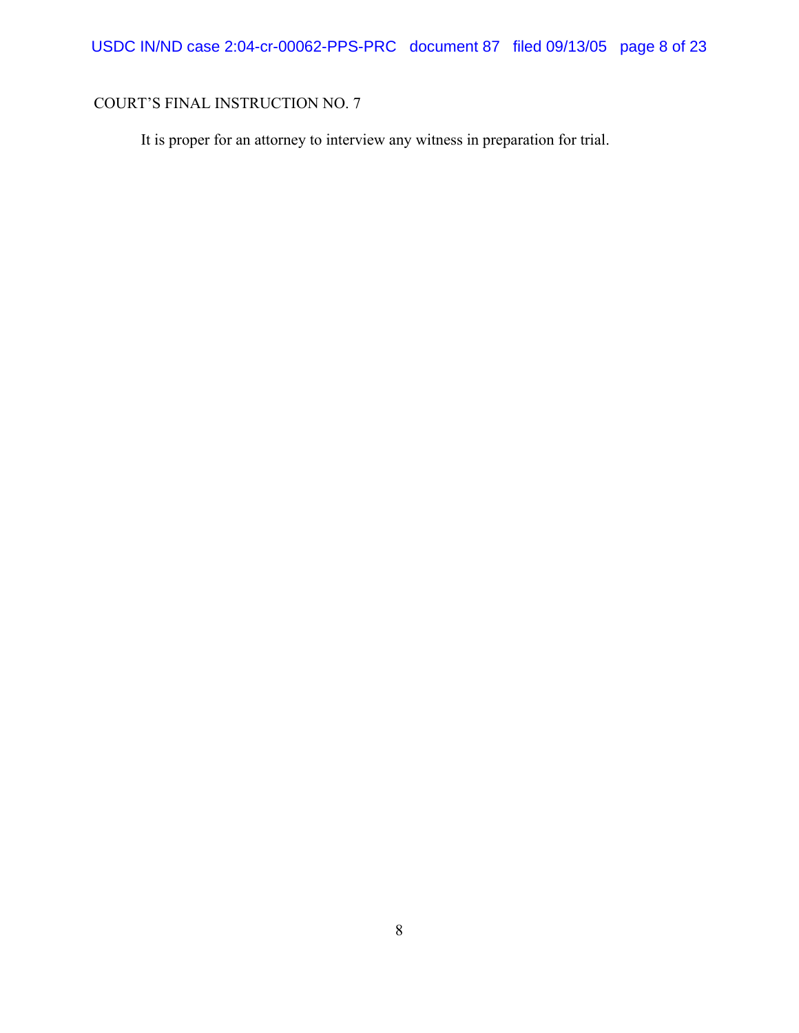COURT'S FINAL INSTRUCTION NO. 7

It is proper for an attorney to interview any witness in preparation for trial.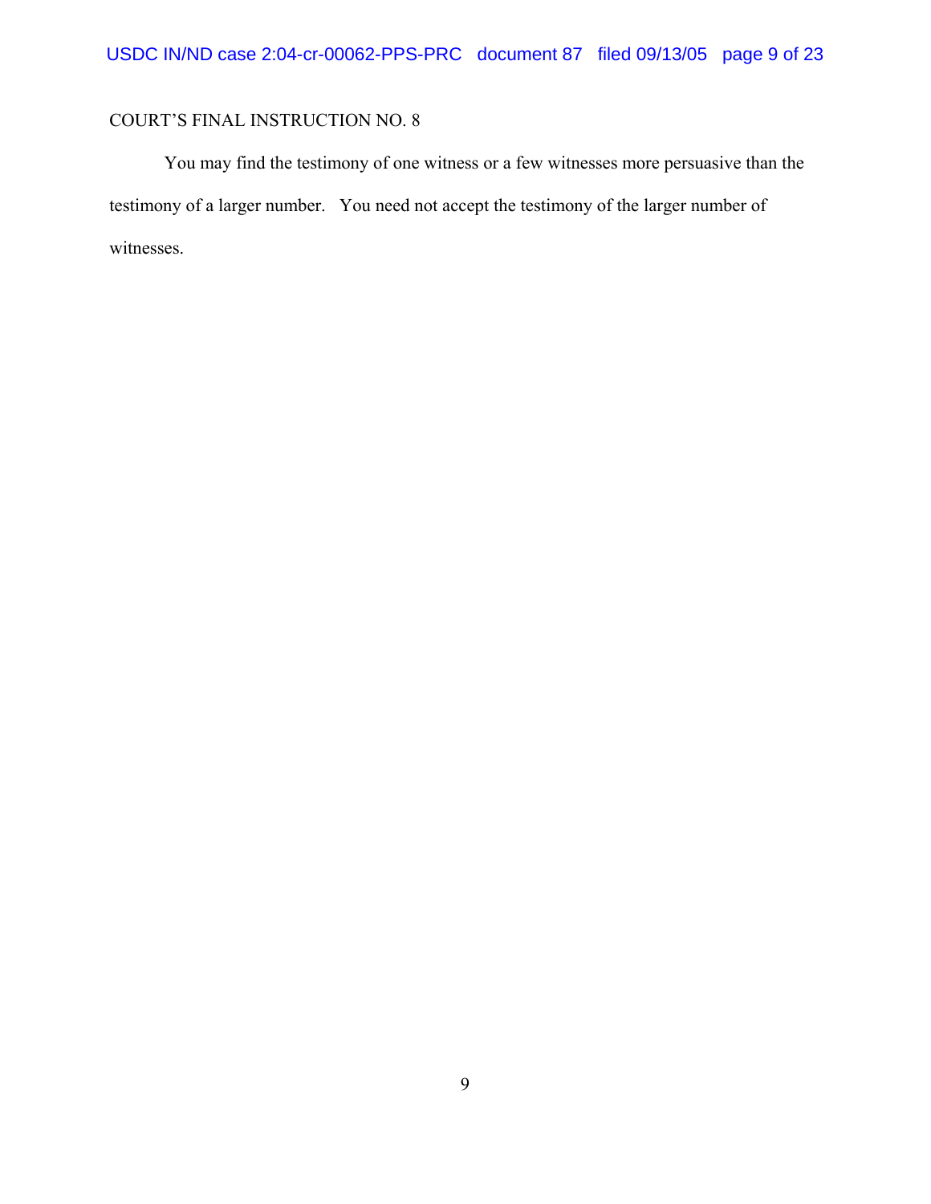COURT'S FINAL INSTRUCTION NO. 8

You may find the testimony of one witness or a few witnesses more persuasive than the testimony of a larger number. You need not accept the testimony of the larger number of witnesses.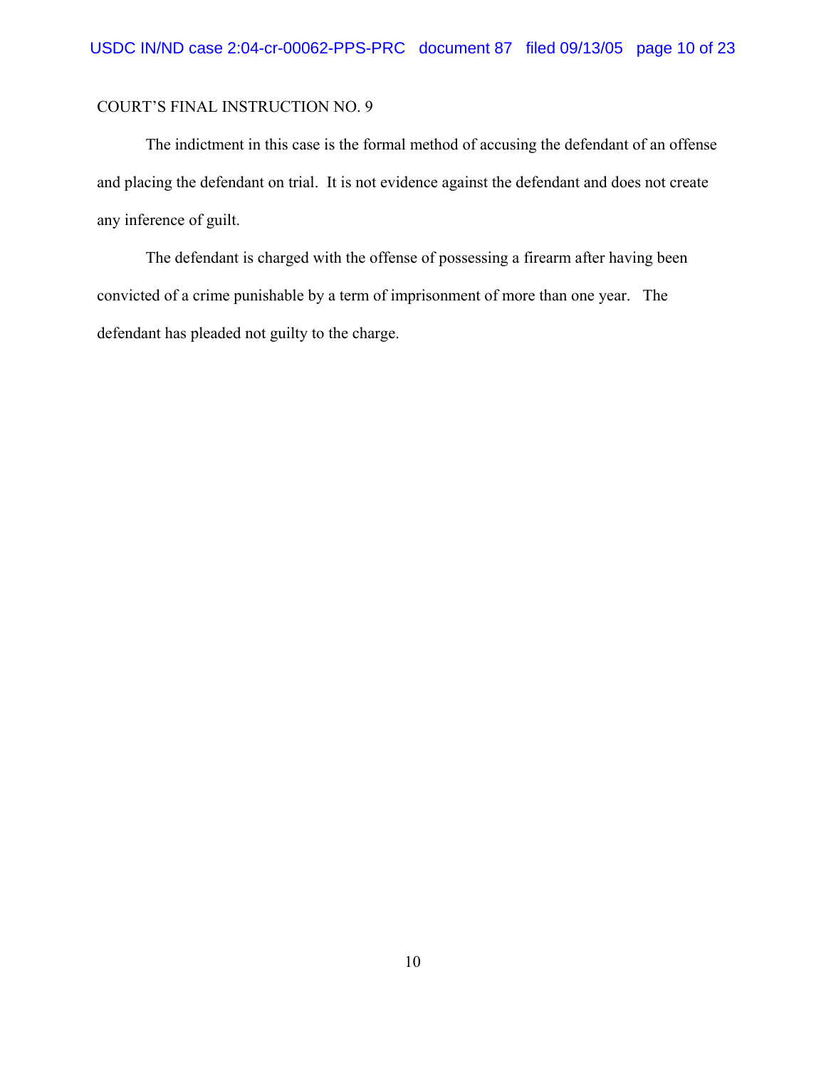COURT'S FINAL INSTRUCTION NO. 9

The indictment in this case is the formal method of accusing the defendant of an offense and placing the defendant on trial. It is not evidence against the defendant and does not create any inference of guilt.

The defendant is charged with the offense of possessing a firearm after having been convicted of a crime punishable by a term of imprisonment of more than one year. The defendant has pleaded not guilty to the charge.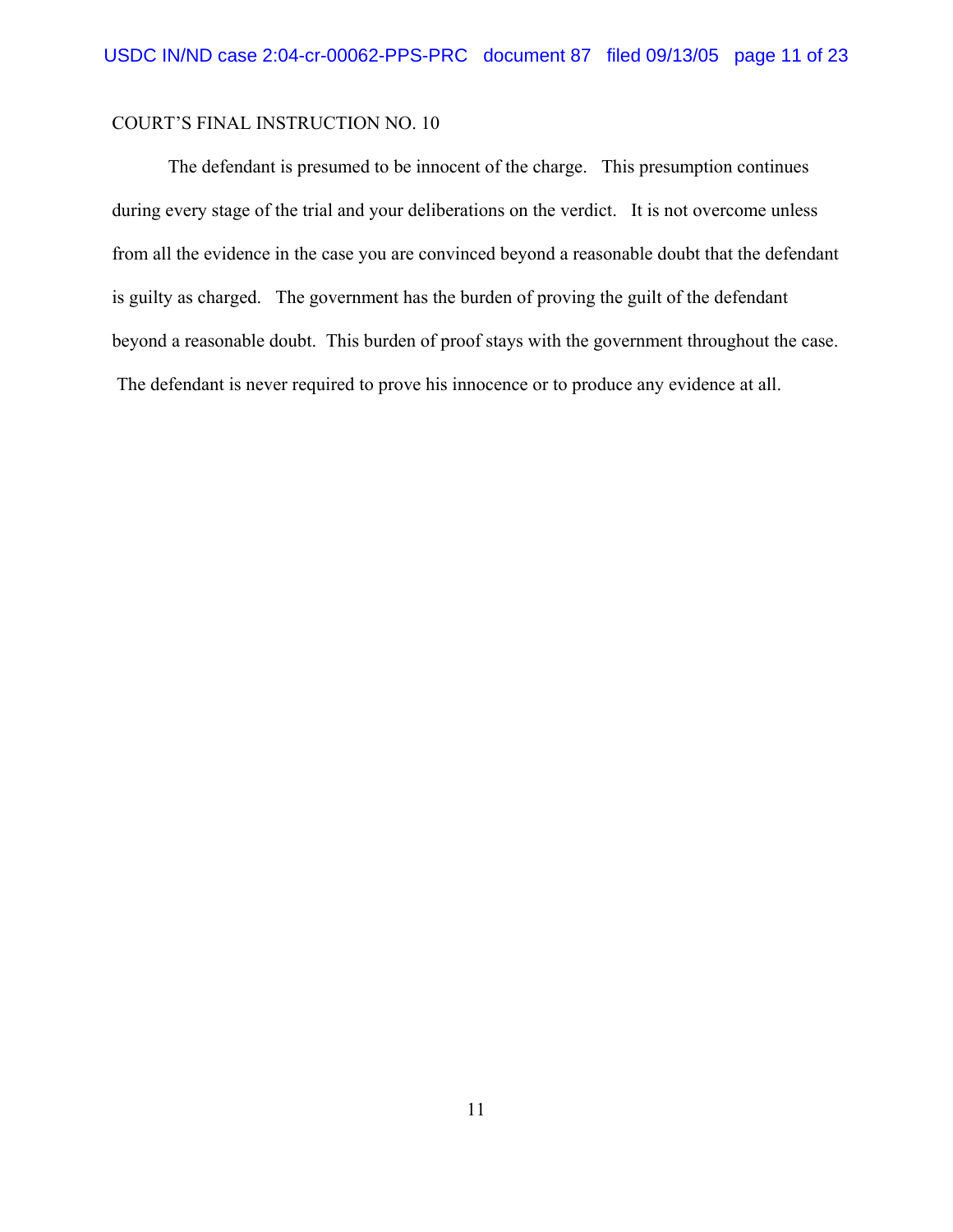COURT'S FINAL INSTRUCTION NO. 10

The defendant is presumed to be innocent of the charge. This presumption continues during every stage of the trial and your deliberations on the verdict. It is not overcome unless from all the evidence in the case you are convinced beyond a reasonable doubt that the defendant is guilty as charged. The government has the burden of proving the guilt of the defendant beyond a reasonable doubt. This burden of proof stays with the government throughout the case. The defendant is never required to prove his innocence or to produce any evidence at all.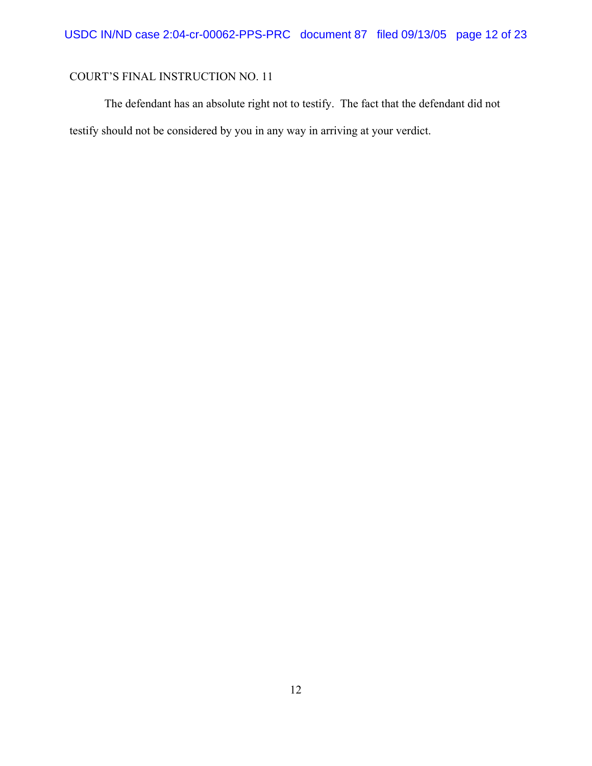COURT’S FINAL INSTRUCTION NO. 11

The defendant has an absolute right not to testify. The fact that the defendant did not testify should not be considered by you in any way in arriving at your verdict.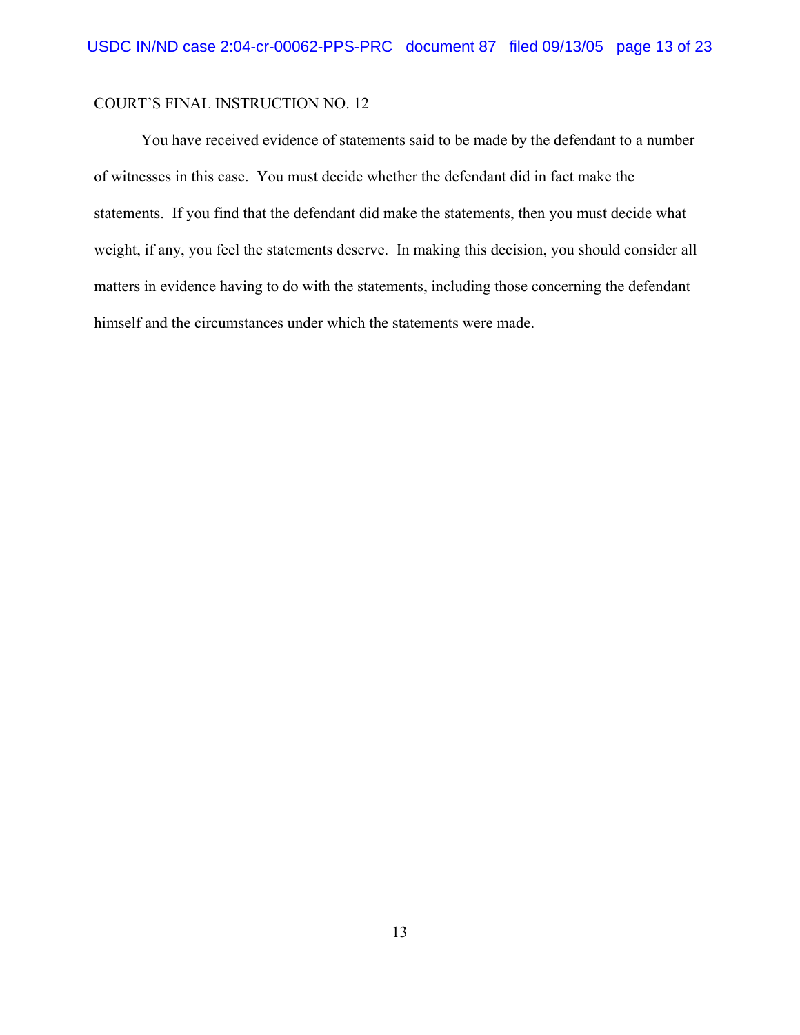COURT'S FINAL INSTRUCTION NO. 12

You have received evidence of statements said to be made by the defendant to a number of witnesses in this case. You must decide whether the defendant did in fact make the statements. If you find that the defendant did make the statements, then you must decide what weight, if any, you feel the statements deserve. In making this decision, you should consider all matters in evidence having to do with the statements, including those concerning the defendant himself and the circumstances under which the statements were made.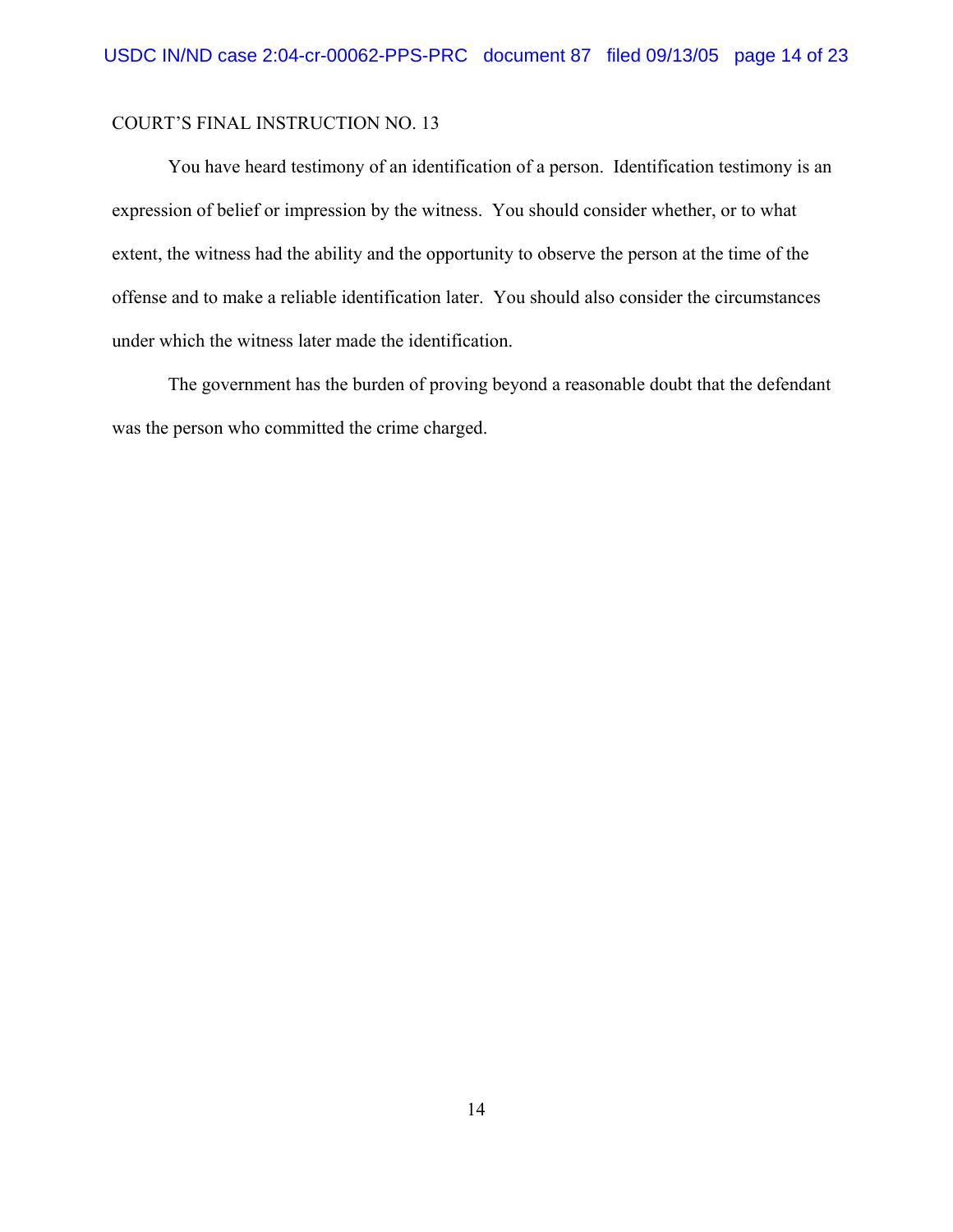COURT'S FINAL INSTRUCTION NO. 13

You have heard testimony of an identification of a person. Identification testimony is an expression of belief or impression by the witness. You should consider whether, or to what extent, the witness had the ability and the opportunity to observe the person at the time of the offense and to make a reliable identification later. You should also consider the circumstances under which the witness later made the identification.

The government has the burden of proving beyond a reasonable doubt that the defendant was the person who committed the crime charged.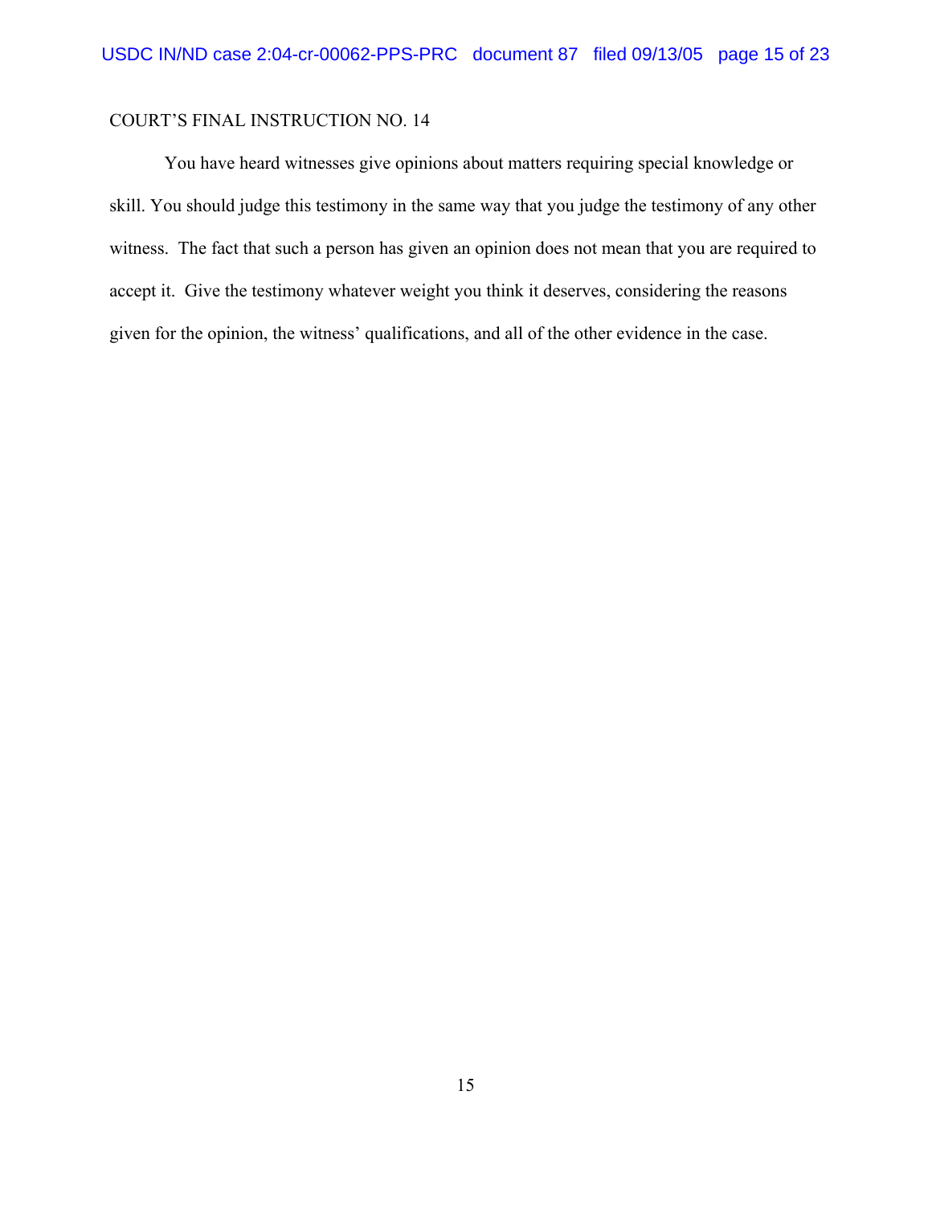COURT'S FINAL INSTRUCTION NO. 14

You have heard witnesses give opinions about matters requiring special knowledge or skill. You should judge this testimony in the same way that you judge the testimony of any other witness. The fact that such a person has given an opinion does not mean that you are required to accept it. Give the testimony whatever weight you think it deserves, considering the reasons given for the opinion, the witness' qualifications, and all of the other evidence in the case.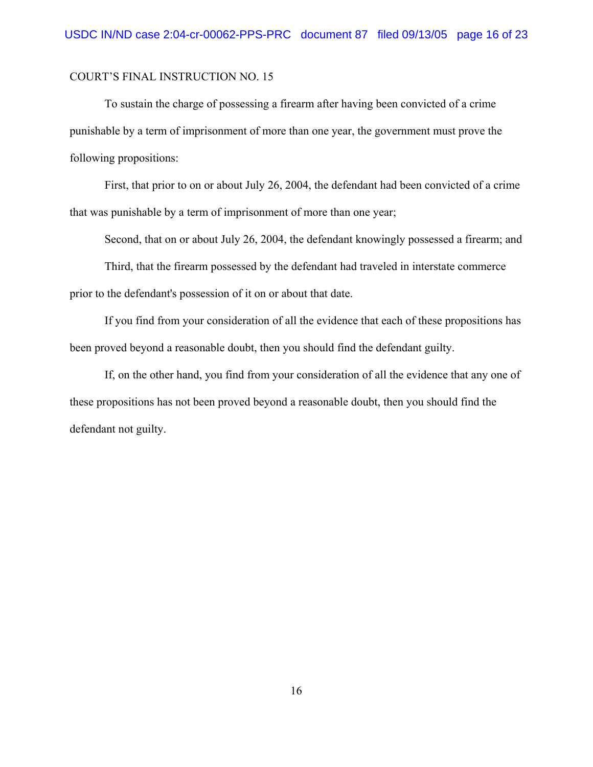COURT'S FINAL INSTRUCTION NO. 15

To sustain the charge of possessing a firearm after having been convicted of a crime punishable by a term of imprisonment of more than one year, the government must prove the following propositions:

First, that prior to on or about July 26, 2004, the defendant had been convicted of a crime that was punishable by a term of imprisonment of more than one year;

Second, that on or about July 26, 2004, the defendant knowingly possessed a firearm; and

Third, that the firearm possessed by the defendant had traveled in interstate commerce prior to the defendant's possession of it on or about that date.

If you find from your consideration of all the evidence that each of these propositions has been proved beyond a reasonable doubt, then you should find the defendant guilty.

If, on the other hand, you find from your consideration of all the evidence that any one of these propositions has not been proved beyond a reasonable doubt, then you should find the defendant not guilty.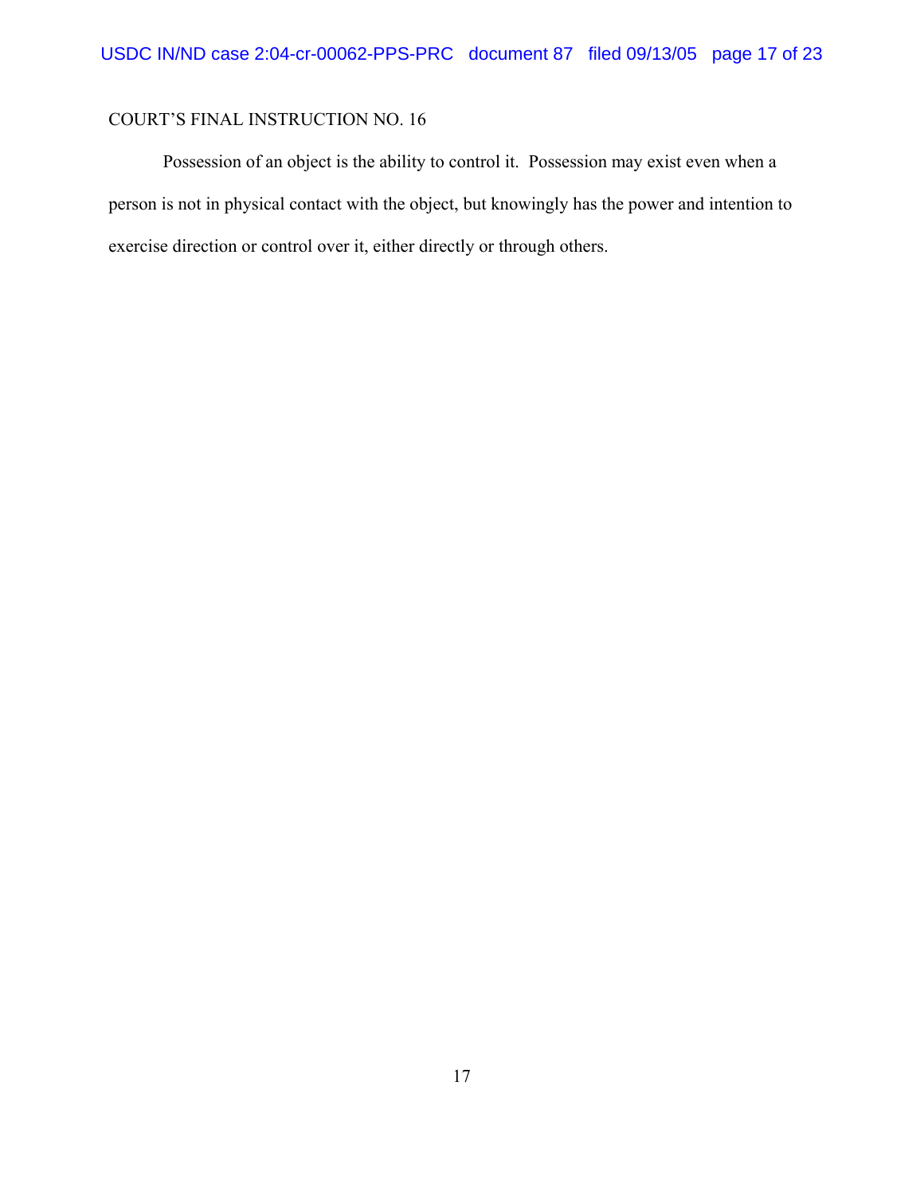COURT'S FINAL INSTRUCTION NO. 16

Possession of an object is the ability to control it. Possession may exist even when a person is not in physical contact with the object, but knowingly has the power and intention to exercise direction or control over it, either directly or through others.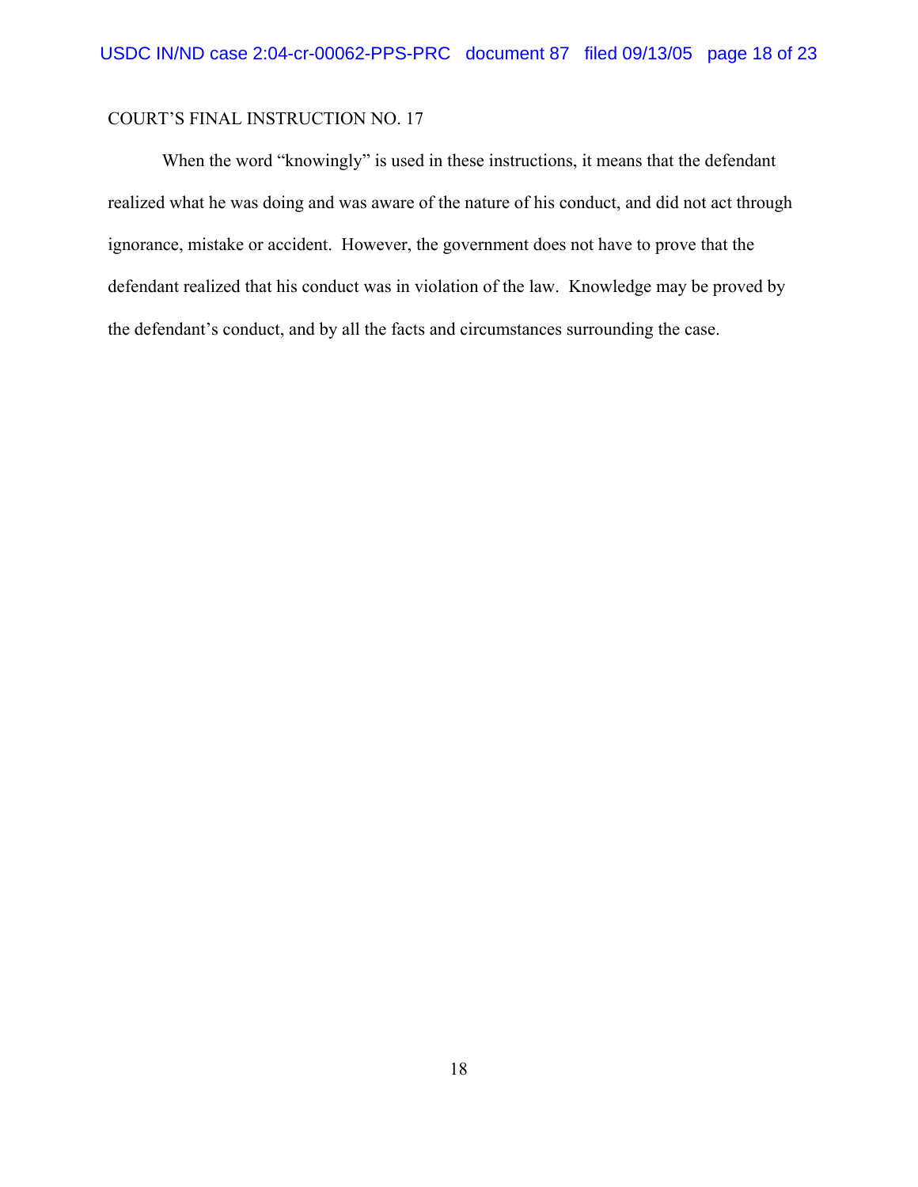COURT'S FINAL INSTRUCTION NO. 17

When the word "knowingly" is used in these instructions, it means that the defendant realized what he was doing and was aware of the nature of his conduct, and did not act through ignorance, mistake or accident. However, the government does not have to prove that the defendant realized that his conduct was in violation of the law. Knowledge may be proved by the defendant's conduct, and by all the facts and circumstances surrounding the case.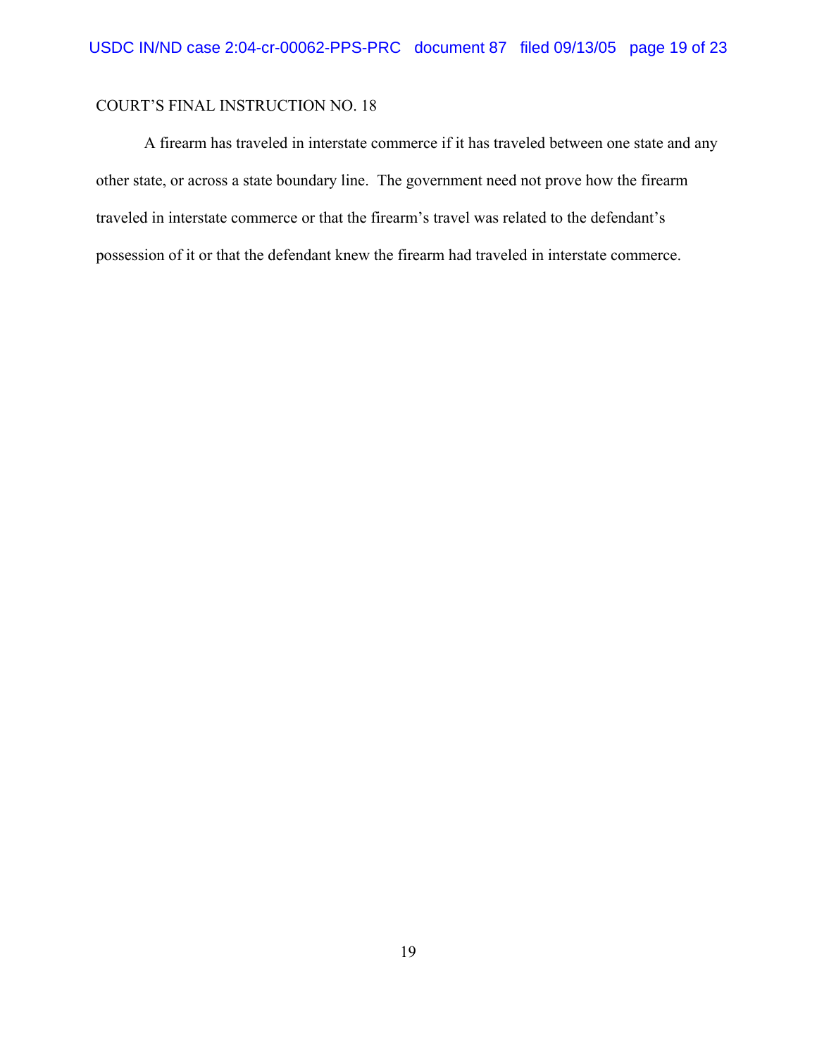COURT'S FINAL INSTRUCTION NO. 18

A firearm has traveled in interstate commerce if it has traveled between one state and any other state, or across a state boundary line. The government need not prove how the firearm traveled in interstate commerce or that the firearm's travel was related to the defendant's possession of it or that the defendant knew the firearm had traveled in interstate commerce.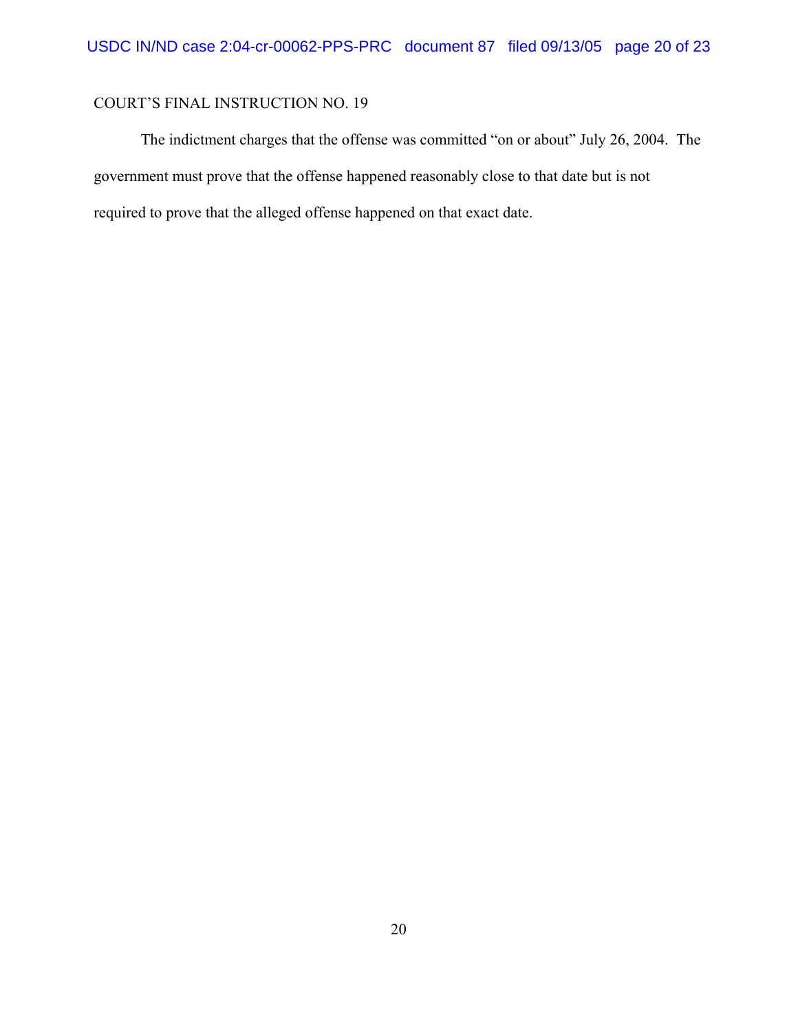COURT'S FINAL INSTRUCTION NO. 19

The indictment charges that the offense was committed "on or about" July 26, 2004. The government must prove that the offense happened reasonably close to that date but is not required to prove that the alleged offense happened on that exact date.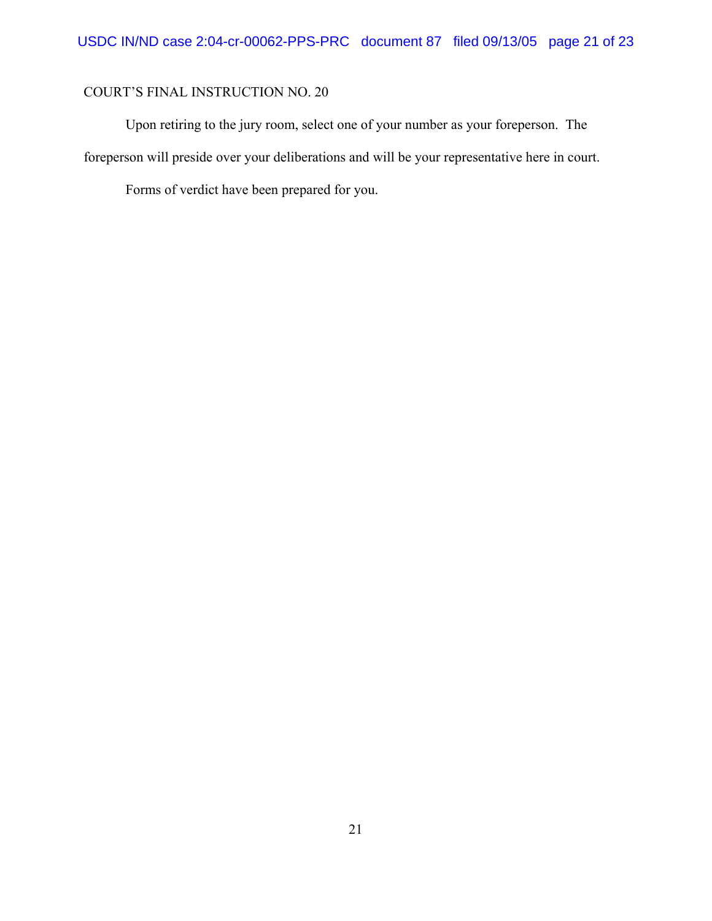COURT'S FINAL INSTRUCTION NO. 20

Upon retiring to the jury room, select one of your number as your foreperson. The foreperson will preside over your deliberations and will be your representative here in court.

Forms of verdict have been prepared for you.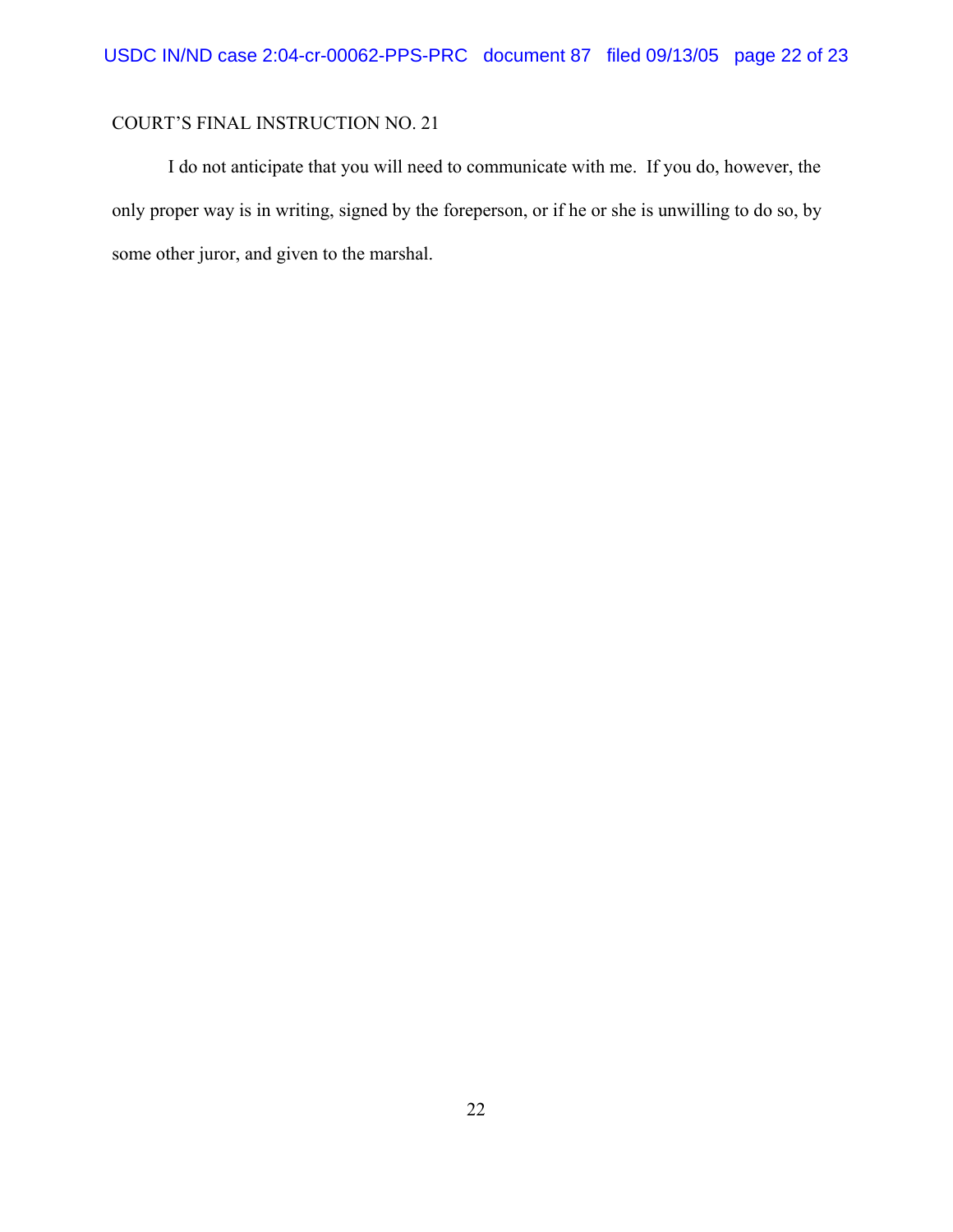COURT'S FINAL INSTRUCTION NO. 21

I do not anticipate that you will need to communicate with me. If you do, however, the only proper way is in writing, signed by the foreperson, or if he or she is unwilling to do so, by some other juror, and given to the marshal.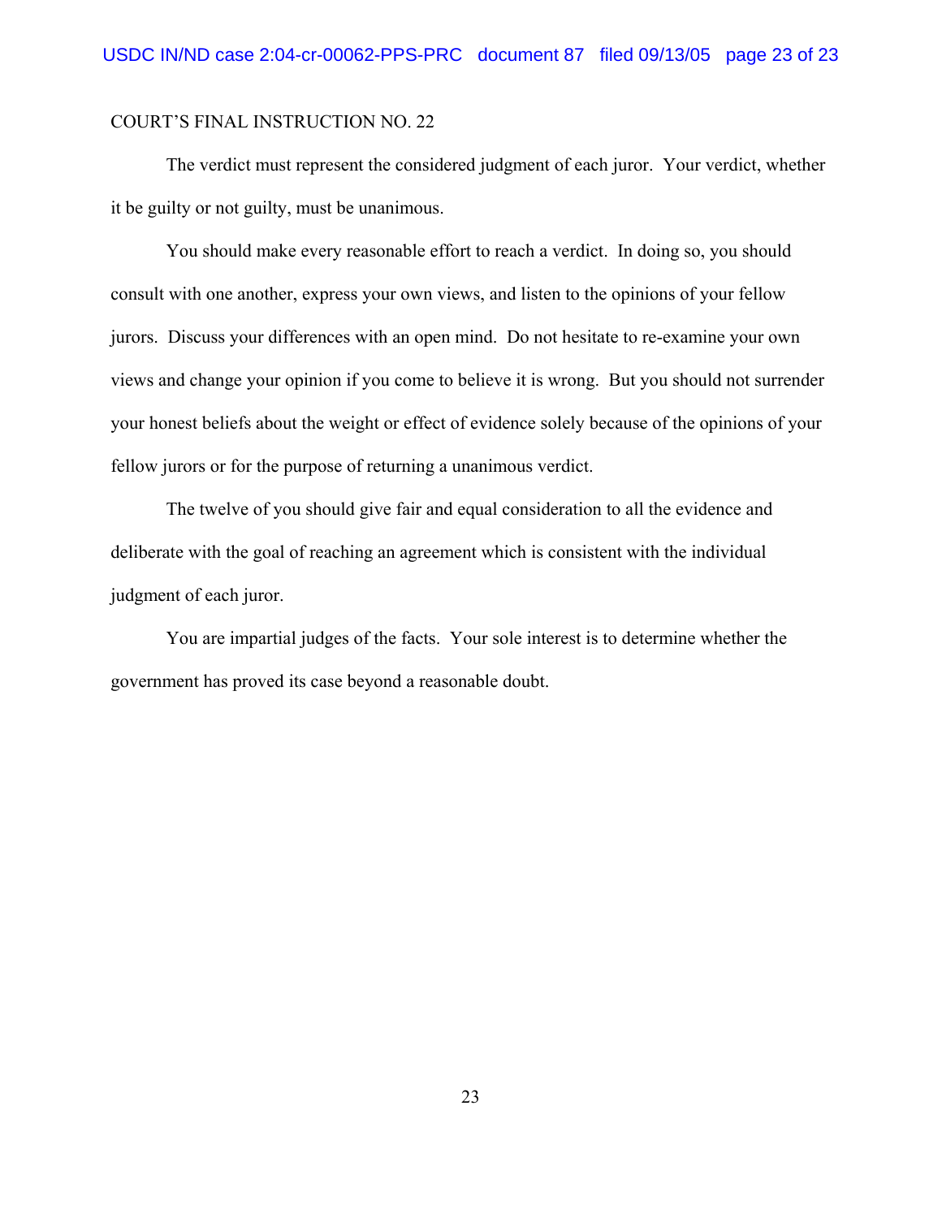COURT'S FINAL INSTRUCTION NO. 22

The verdict must represent the considered judgment of each juror. Your verdict, whether it be guilty or not guilty, must be unanimous.

You should make every reasonable effort to reach a verdict. In doing so, you should consult with one another, express your own views, and listen to the opinions of your fellow jurors. Discuss your differences with an open mind. Do not hesitate to re-examine your own views and change your opinion if you come to believe it is wrong. But you should not surrender your honest beliefs about the weight or effect of evidence solely because of the opinions of your fellow jurors or for the purpose of returning a unanimous verdict.

The twelve of you should give fair and equal consideration to all the evidence and deliberate with the goal of reaching an agreement which is consistent with the individual judgment of each juror.

You are impartial judges of the facts. Your sole interest is to determine whether the government has proved its case beyond a reasonable doubt.